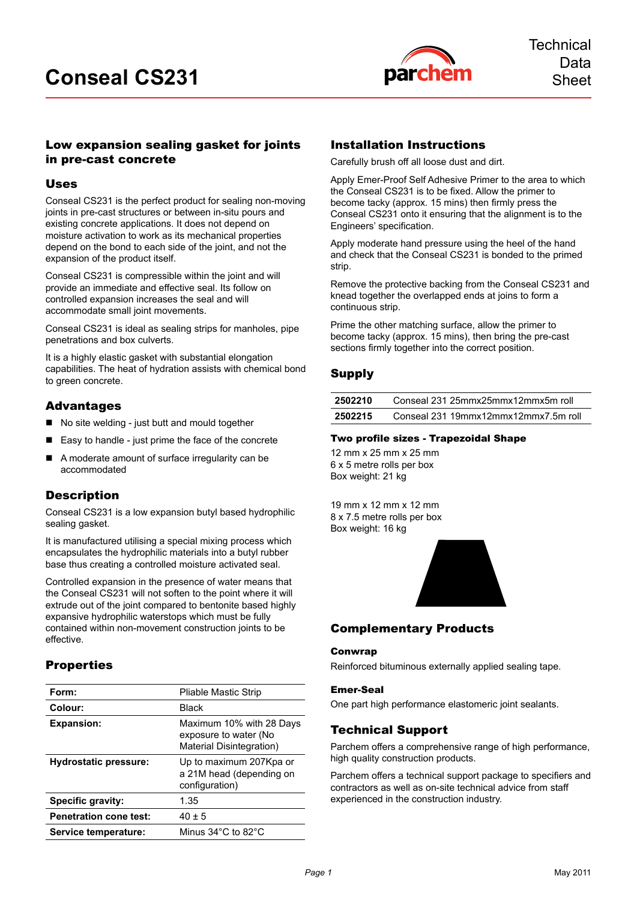# Conseal CS231

Technical Data Sheet

## Low expansion sealing gasket for joints in pre-cast concrete

### Uses

Conseal CS231 is the perfect product for sealing non-moving joints in pre-cast structures or between in-situ pours and existing concrete applications. It does not depend on moisture activation to work as its mechanical properties depend on the bond to each side of the joint, and not the expansion of the product itself.

Conseal CS231 is compressible within the joint and will provide an immediate and effective seal. Its follow on controlled expansion increases the seal and will accommodate small joint movements.

Conseal CS231 is ideal as sealing strips for manholes, pipe penetrations and box culverts.

It is a highly elastic gasket with substantial elongation capabilities. The heat of hydration assists with chemical bond to green concrete.

### Advantages

- No site welding - just butt and mould together
- Easy to handle - just prime the face of the concrete
- A moderate amount of surface irregularity can be accommodated

### Description

Conseal CS231 is a low expansion butyl based hydrophilic sealing gasket.

It is manufactured utilising a special mixing process which encapsulates the hydrophilic materials into a butyl rubber base thus creating a controlled moisture activated seal.

Controlled expansion in the presence of water means that the Conseal CS231 will not soften to the point where it will extrude out of the joint compared to bentonite based highly expansive hydrophilic waterstops which must be fully contained within non-movement construction joints to be effective.

### Properties

| | |
|---|---|
| **Form:** | Pliable Mastic Strip |
| **Colour:** | Black |
| **Expansion:** | Maximum 10% with 28 Days exposure to water (No Material Disintegration) |
| **Hydrostatic pressure:** | Up to maximum 207Kpa or a 21M head (depending on configuration) |
| **Specific gravity:** | 1.35 |
| **Penetration cone test:** | 40 ± 5 |
| **Service temperature:** | Minus 34°C to 82°C |

### Installation Instructions

Carefully brush off all loose dust and dirt.

Apply Emer-Proof Self Adhesive Primer to the area to which the Conseal CS231 is to be fixed. Allow the primer to become tacky (approx. 15 mins) then firmly press the Conseal CS231 onto it ensuring that the alignment is to the Engineers' specification.

Apply moderate hand pressure using the heel of the hand and check that the Conseal CS231 is bonded to the primed strip.

Remove the protective backing from the Conseal CS231 and knead together the overlapped ends at joins to form a continuous strip.

Prime the other matching surface, allow the primer to become tacky (approx. 15 mins), then bring the pre-cast sections firmly together into the correct position.

### Supply

| | |
|---|---|
| **2502210** | Conseal 231 25mmx25mmx12mmx5m roll |
| **2502215** | Conseal 231 19mmx12mmx12mmx7.5m roll |

**Two profile sizes - Trapezoidal Shape**

12 mm x 25 mm x 25 mm
6 x 5 metre rolls per box
Box weight: 21 kg

19 mm x 12 mm x 12 mm
8 x 7.5 metre rolls per box
Box weight: 16 kg

### Complementary Products

**Conwrap**

Reinforced bituminous externally applied sealing tape.

**Emer-Seal**

One part high performance elastomeric joint sealants.

### Technical Support

Parchem offers a comprehensive range of high performance, high quality construction products.

Parchem offers a technical support package to specifiers and contractors as well as on-site technical advice from staff experienced in the construction industry.

May 2011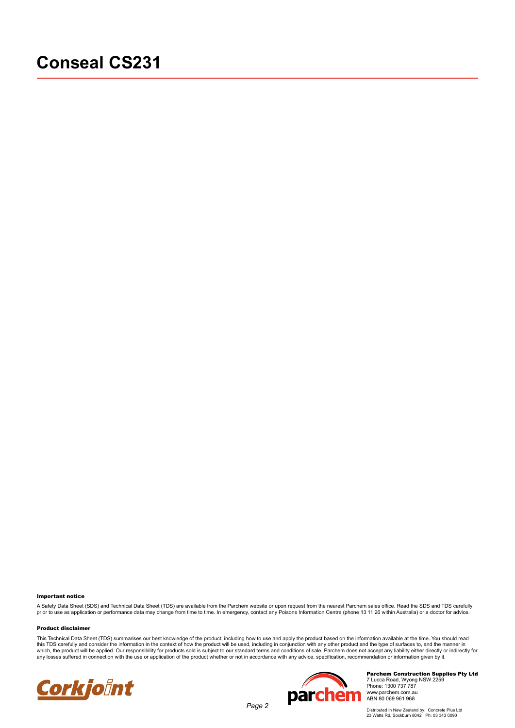# Conseal CS231

#### Important notice

A Safety Data Sheet (SDS) and Technical Data Sheet (TDS) are available from the Parchem website or upon request from the nearest Parchem sales office. Read the SDS and TDS carefully prior to use as application or performance data may change from time to time. In emergency, contact any Poisons Information Centre (phone 13 11 26 within Australia) or a doctor for advice.

#### Product disclaimer

This Technical Data Sheet (TDS) summarises our best knowledge of the product, including how to use and apply the product based on the information available at the time. You should read this TDS carefully and consider the information in the context of how the product will be used, including in conjunction with any other product and the type of surfaces to, and the manner in which, the product will be applied. Our responsibility for products sold is subject to our standard terms and conditions of sale. Parchem does not accept any liability either directly or indirectly for any losses suffered in connection with the use or application of the product whether or not in accordance with any advice, specification, recommendation or information given by it.

Corkjoint

parchem

**Parchem Construction Supplies Pty Ltd**
7 Lucca Road, Wyong NSW 2259
Phone: 1300 737 787
www.parchem.com.au
ABN 80 069 961 968

Distributed in New Zealand by: Concrete Plus Ltd
23 Watts Rd, Sockburn 8042 Ph: 03 343 0090